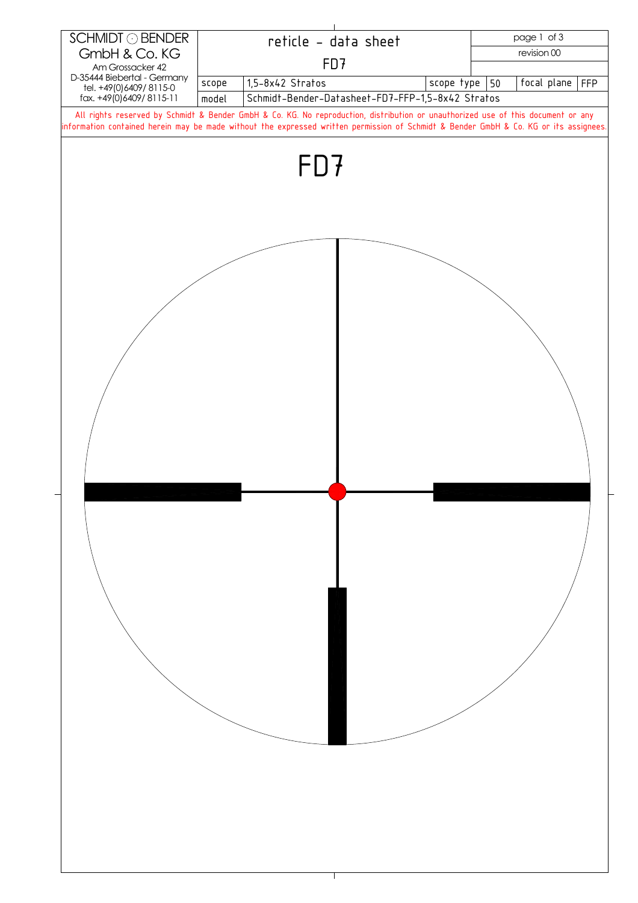| SCHMIDT ⊙ BENDER GmbH & Co. KG<br>Am Grossacker 42<br>D-35444 Biebertal - Germany<br>tel. +49(0)6409/ 8115-0<br>fax. +49(0)6409/ 8115-11 | reticle - data sheet<br>FD7 | | | | page 1 of 3<br>revision 00 | |
|---|---|---|---|---|---|---|
| | scope | 1,5-8x42 Stratos | scope type | 50 | focal plane | FFP |
| | model | Schmidt-Bender-Datasheet-FD7-FFP-1,5-8x42 Stratos | | | | |

All rights reserved by Schmidt & Bender GmbH & Co. KG. No reproduction, distribution or unauthorized use of this document or any information contained herein may be made without the expressed written permission of Schmidt & Bender GmbH & Co. KG or its assignees.

# FD7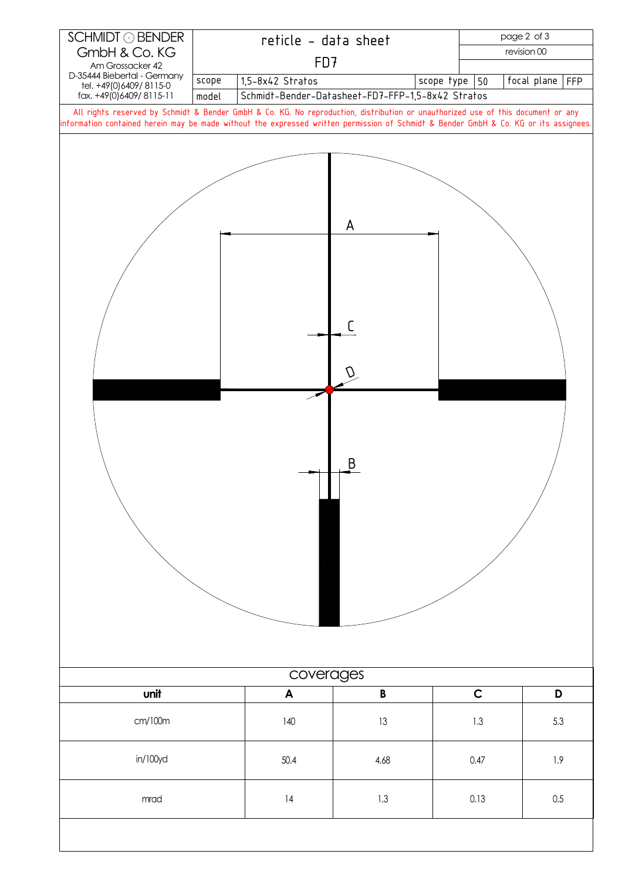SCHMIDT ⊙ BENDER GmbH & Co. KG
Am Grossacker 42
D-35444 Biebertal - Germany
tel. +49(0)6409/ 8115-0
fax. +49(0)6409/ 8115-11

# reticle - data sheet

## FD7

revision 00

| scope | 1,5-8x42 Stratos | scope type | 50 | focal plane | FFP |
|---|---|---|---|---|---|
| model | Schmidt-Bender-Datasheet-FD7-FFP-1,5-8x42 Stratos | | | | |

All rights reserved by Schmidt & Bender GmbH & Co. KG. No reproduction, distribution or unauthorized use of this document or any information contained herein may be made without the expressed written permission of Schmidt & Bender GmbH & Co. KG or its assignees.

A

C

D

B

## coverages

| unit | A | B | C | D |
|---|---|---|---|---|
| cm/100m | 140 | 13 | 1.3 | 5.3 |
| in/100yd | 50.4 | 4.68 | 0.47 | 1.9 |
| mrad | 14 | 1.3 | 0.13 | 0.5 |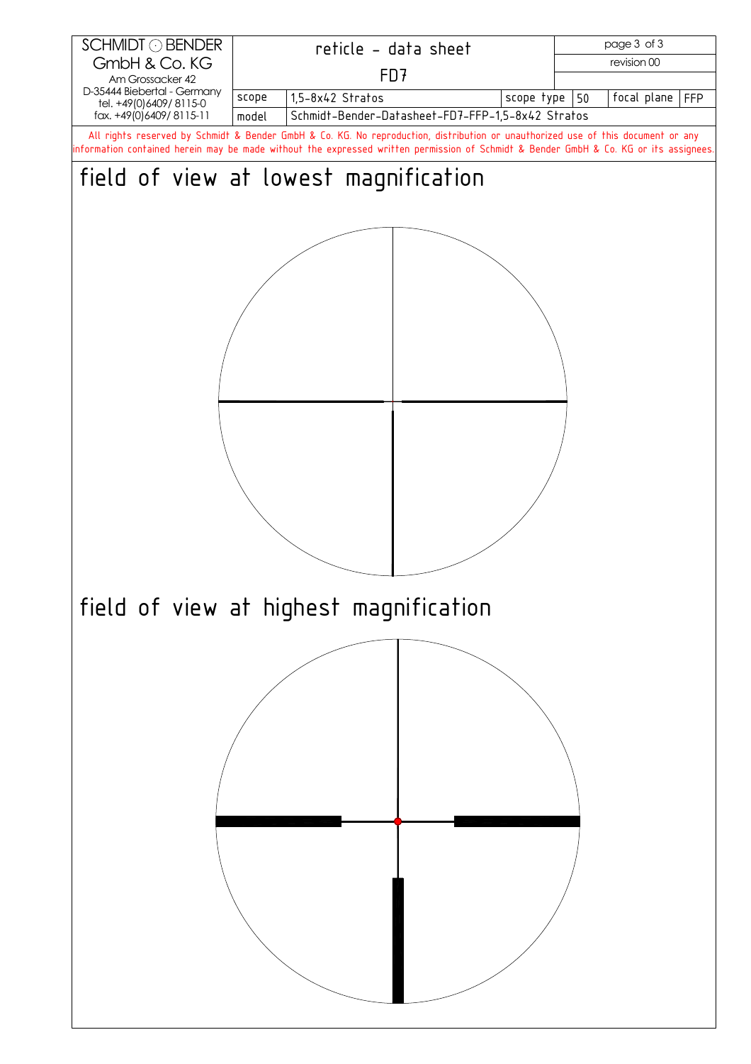| | | | | | | |
|---|---|---|---|---|---|---|
| SCHMIDT ⊙ BENDER GmbH & Co. KG Am Grossacker 42 D-35444 Biebertal - Germany tel. +49(0)6409/ 8115-0 fax. +49(0)6409/ 8115-11 | reticle - data sheet FD7 | | | | | revision 00 |
| scope | 1,5-8x42 Stratos | scope type | 50 | focal plane | FFP | |
| model | Schmidt-Bender-Datasheet-FD7-FFP-1,5-8x42 Stratos | | | | | |

All rights reserved by Schmidt & Bender GmbH & Co. KG. No reproduction, distribution or unauthorized use of this document or any information contained herein may be made without the expressed written permission of Schmidt & Bender GmbH & Co. KG or its assignees.

# field of view at lowest magnification

# field of view at highest magnification